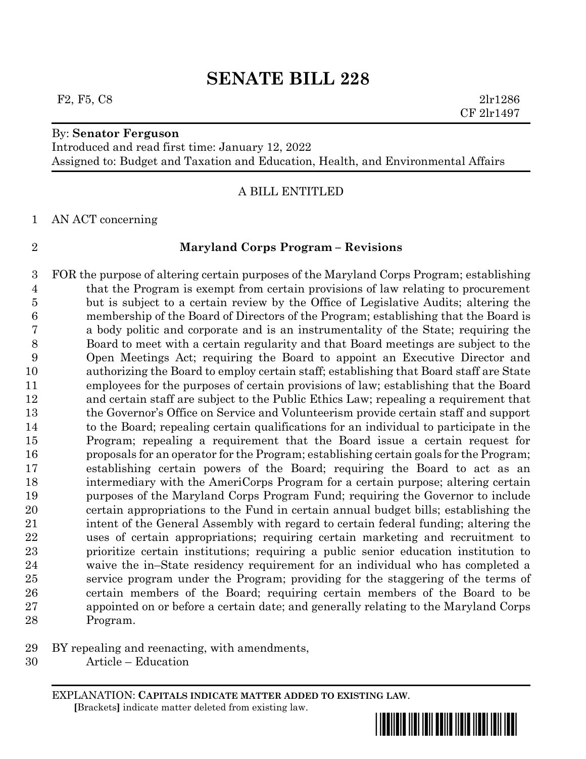# SENATE BILL 228

F2, F5, C8 2lr1286
CF 2lr1497

By: **Senator Ferguson**
Introduced and read first time: January 12, 2022
Assigned to: Budget and Taxation and Education, Health, and Environmental Affairs

A BILL ENTITLED

AN ACT concerning

**Maryland Corps Program – Revisions**

FOR the purpose of altering certain purposes of the Maryland Corps Program; establishing that the Program is exempt from certain provisions of law relating to procurement but is subject to a certain review by the Office of Legislative Audits; altering the membership of the Board of Directors of the Program; establishing that the Board is a body politic and corporate and is an instrumentality of the State; requiring the Board to meet with a certain regularity and that Board meetings are subject to the Open Meetings Act; requiring the Board to appoint an Executive Director and authorizing the Board to employ certain staff; establishing that Board staff are State employees for the purposes of certain provisions of law; establishing that the Board and certain staff are subject to the Public Ethics Law; repealing a requirement that the Governor's Office on Service and Volunteerism provide certain staff and support to the Board; repealing certain qualifications for an individual to participate in the Program; repealing a requirement that the Board issue a certain request for proposals for an operator for the Program; establishing certain goals for the Program; establishing certain powers of the Board; requiring the Board to act as an intermediary with the AmeriCorps Program for a certain purpose; altering certain purposes of the Maryland Corps Program Fund; requiring the Governor to include certain appropriations to the Fund in certain annual budget bills; establishing the intent of the General Assembly with regard to certain federal funding; altering the uses of certain appropriations; requiring certain marketing and recruitment to prioritize certain institutions; requiring a public senior education institution to waive the in–State residency requirement for an individual who has completed a service program under the Program; providing for the staggering of the terms of certain members of the Board; requiring certain members of the Board to be appointed on or before a certain date; and generally relating to the Maryland Corps Program.

BY repealing and reenacting, with amendments,
Article – Education

EXPLANATION: **CAPITALS INDICATE MATTER ADDED TO EXISTING LAW.**
[Brackets] indicate matter deleted from existing law.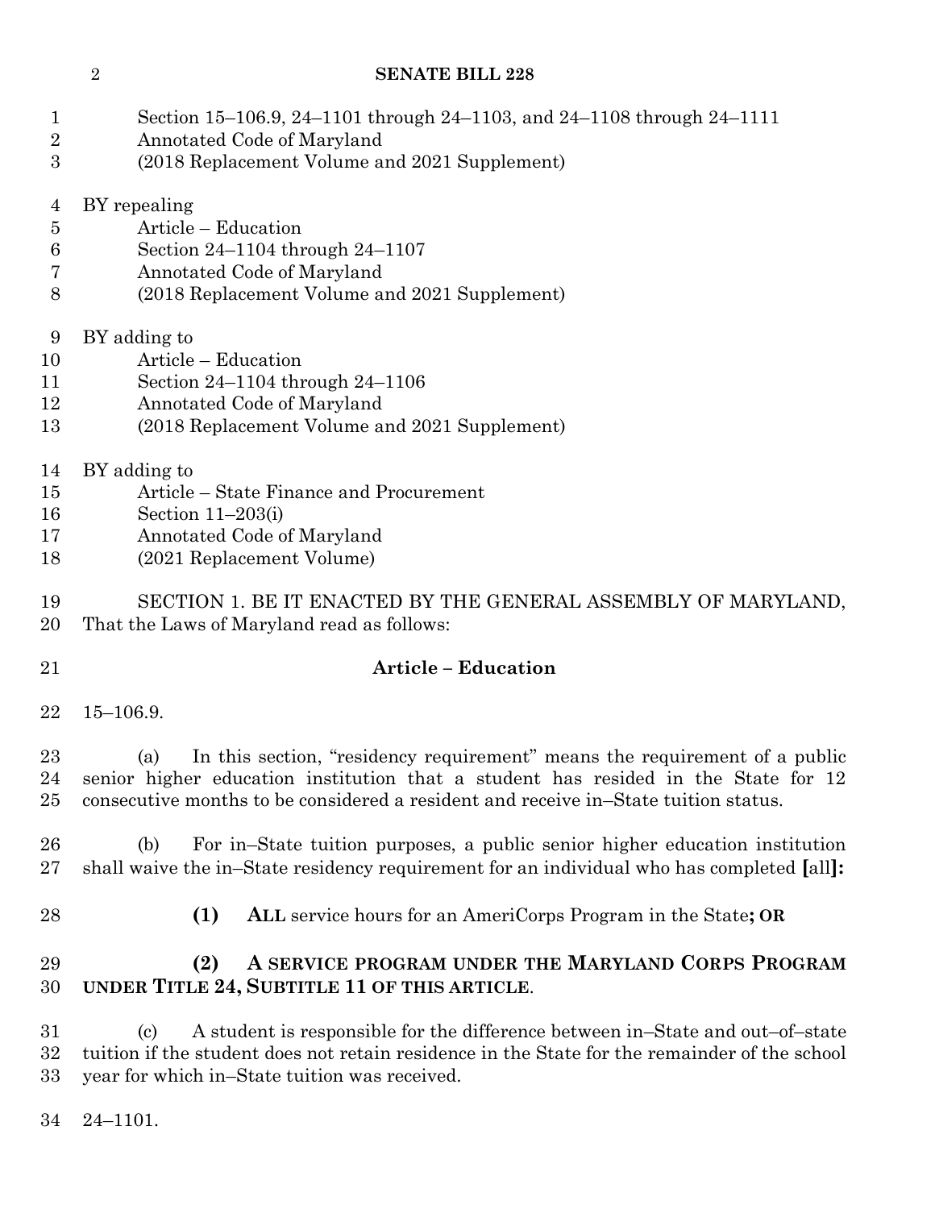Section 15–106.9, 24–1101 through 24–1103, and 24–1108 through 24–1111
Annotated Code of Maryland
(2018 Replacement Volume and 2021 Supplement)

BY repealing
Article – Education
Section 24–1104 through 24–1107
Annotated Code of Maryland
(2018 Replacement Volume and 2021 Supplement)

BY adding to
Article – Education
Section 24–1104 through 24–1106
Annotated Code of Maryland
(2018 Replacement Volume and 2021 Supplement)

BY adding to
Article – State Finance and Procurement
Section 11–203(i)
Annotated Code of Maryland
(2021 Replacement Volume)

SECTION 1. BE IT ENACTED BY THE GENERAL ASSEMBLY OF MARYLAND, That the Laws of Maryland read as follows:

**Article – Education**

15–106.9.

(a) In this section, "residency requirement" means the requirement of a public senior higher education institution that a student has resided in the State for 12 consecutive months to be considered a resident and receive in–State tuition status.

(b) For in–State tuition purposes, a public senior higher education institution shall waive the in–State residency requirement for an individual who has completed **[**all**]:**

**(1) ALL** service hours for an AmeriCorps Program in the State**; OR**

**(2) A SERVICE PROGRAM UNDER THE MARYLAND CORPS PROGRAM UNDER TITLE 24, SUBTITLE 11 OF THIS ARTICLE**.

(c) A student is responsible for the difference between in–State and out–of–state tuition if the student does not retain residence in the State for the remainder of the school year for which in–State tuition was received.

24–1101.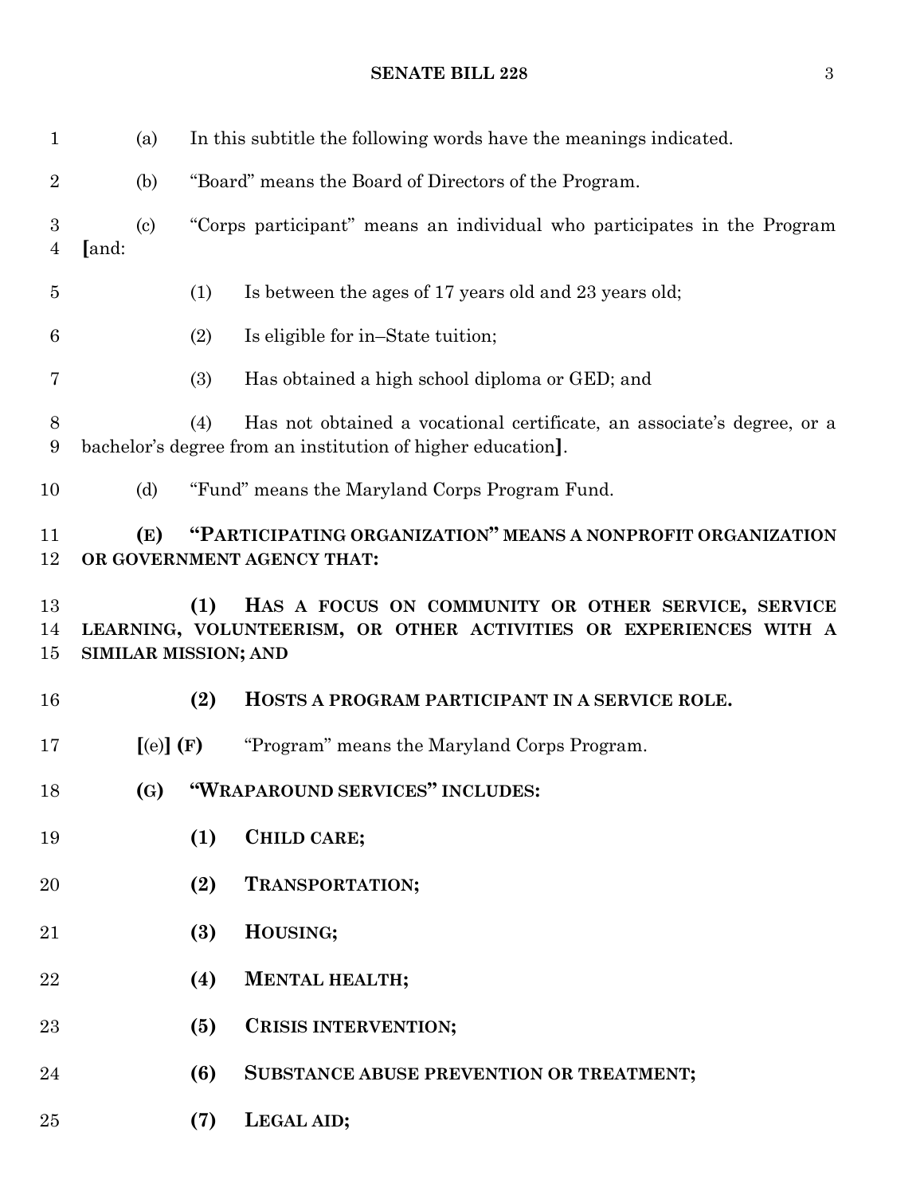(a) In this subtitle the following words have the meanings indicated.

(b) "Board" means the Board of Directors of the Program.

(c) "Corps participant" means an individual who participates in the Program [and:

(1) Is between the ages of 17 years old and 23 years old;

(2) Is eligible for in–State tuition;

(3) Has obtained a high school diploma or GED; and

(4) Has not obtained a vocational certificate, an associate's degree, or a bachelor's degree from an institution of higher education].

(d) "Fund" means the Maryland Corps Program Fund.

**(E) "PARTICIPATING ORGANIZATION" MEANS A NONPROFIT ORGANIZATION OR GOVERNMENT AGENCY THAT:**

**(1) HAS A FOCUS ON COMMUNITY OR OTHER SERVICE, SERVICE LEARNING, VOLUNTEERISM, OR OTHER ACTIVITIES OR EXPERIENCES WITH A SIMILAR MISSION; AND**

**(2) HOSTS A PROGRAM PARTICIPANT IN A SERVICE ROLE.**

[(e)] **(F)** "Program" means the Maryland Corps Program.

**(G) "WRAPAROUND SERVICES" INCLUDES:**

**(1) CHILD CARE;**

**(2) TRANSPORTATION;**

**(3) HOUSING;**

**(4) MENTAL HEALTH;**

**(5) CRISIS INTERVENTION;**

**(6) SUBSTANCE ABUSE PREVENTION OR TREATMENT;**

**(7) LEGAL AID;**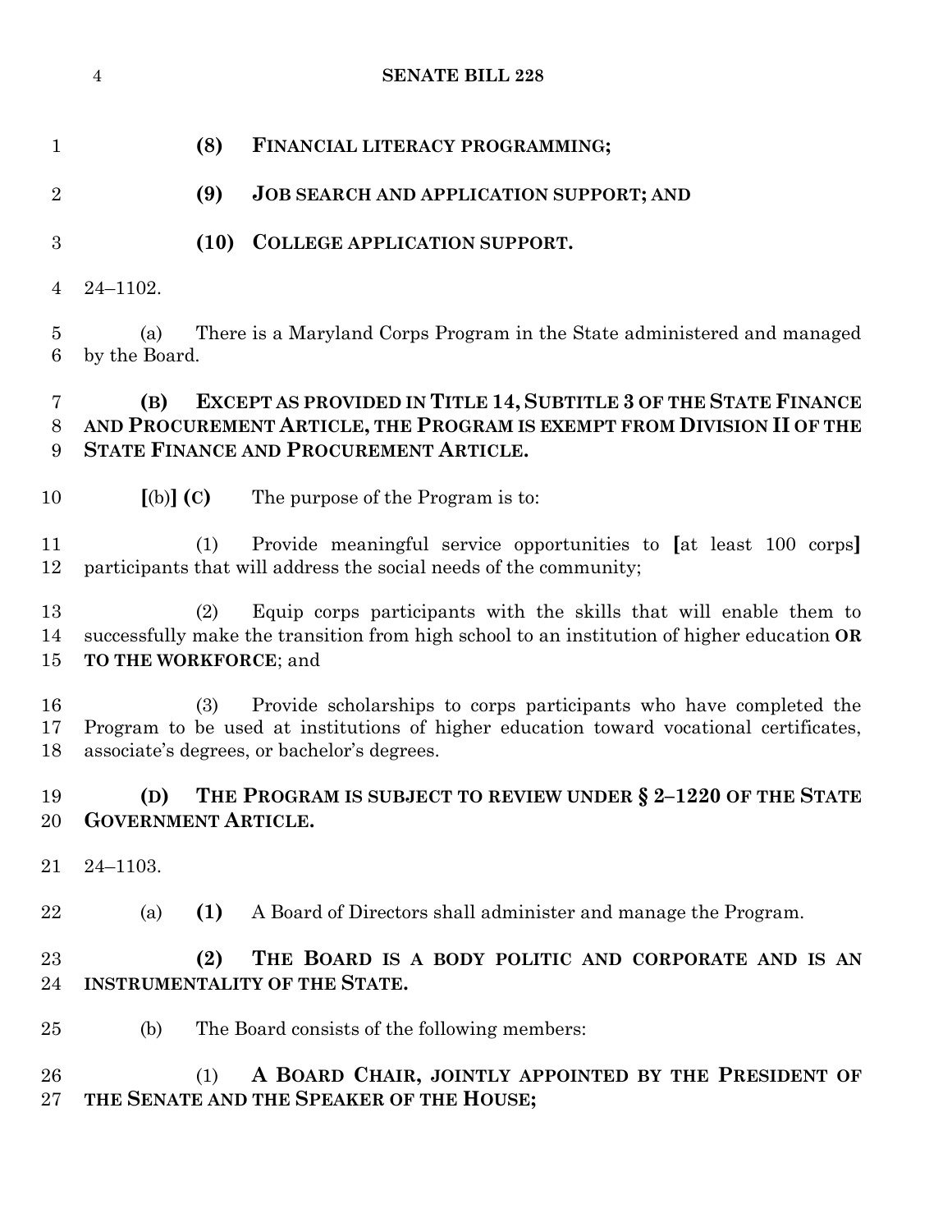**(8) FINANCIAL LITERACY PROGRAMMING;**

**(9) JOB SEARCH AND APPLICATION SUPPORT; AND**

**(10) COLLEGE APPLICATION SUPPORT.**

24–1102.

(a) There is a Maryland Corps Program in the State administered and managed by the Board.

**(B) EXCEPT AS PROVIDED IN TITLE 14, SUBTITLE 3 OF THE STATE FINANCE AND PROCUREMENT ARTICLE, THE PROGRAM IS EXEMPT FROM DIVISION II OF THE STATE FINANCE AND PROCUREMENT ARTICLE.**

**[**(b)**] (C)** The purpose of the Program is to:

(1) Provide meaningful service opportunities to **[**at least 100 corps**]** participants that will address the social needs of the community;

(2) Equip corps participants with the skills that will enable them to successfully make the transition from high school to an institution of higher education **OR TO THE WORKFORCE**; and

(3) Provide scholarships to corps participants who have completed the Program to be used at institutions of higher education toward vocational certificates, associate's degrees, or bachelor's degrees.

**(D) THE PROGRAM IS SUBJECT TO REVIEW UNDER § 2–1220 OF THE STATE GOVERNMENT ARTICLE.**

24–1103.

(a) **(1)** A Board of Directors shall administer and manage the Program.

**(2) THE BOARD IS A BODY POLITIC AND CORPORATE AND IS AN INSTRUMENTALITY OF THE STATE.**

(b) The Board consists of the following members:

(1) **A BOARD CHAIR, JOINTLY APPOINTED BY THE PRESIDENT OF THE SENATE AND THE SPEAKER OF THE HOUSE;**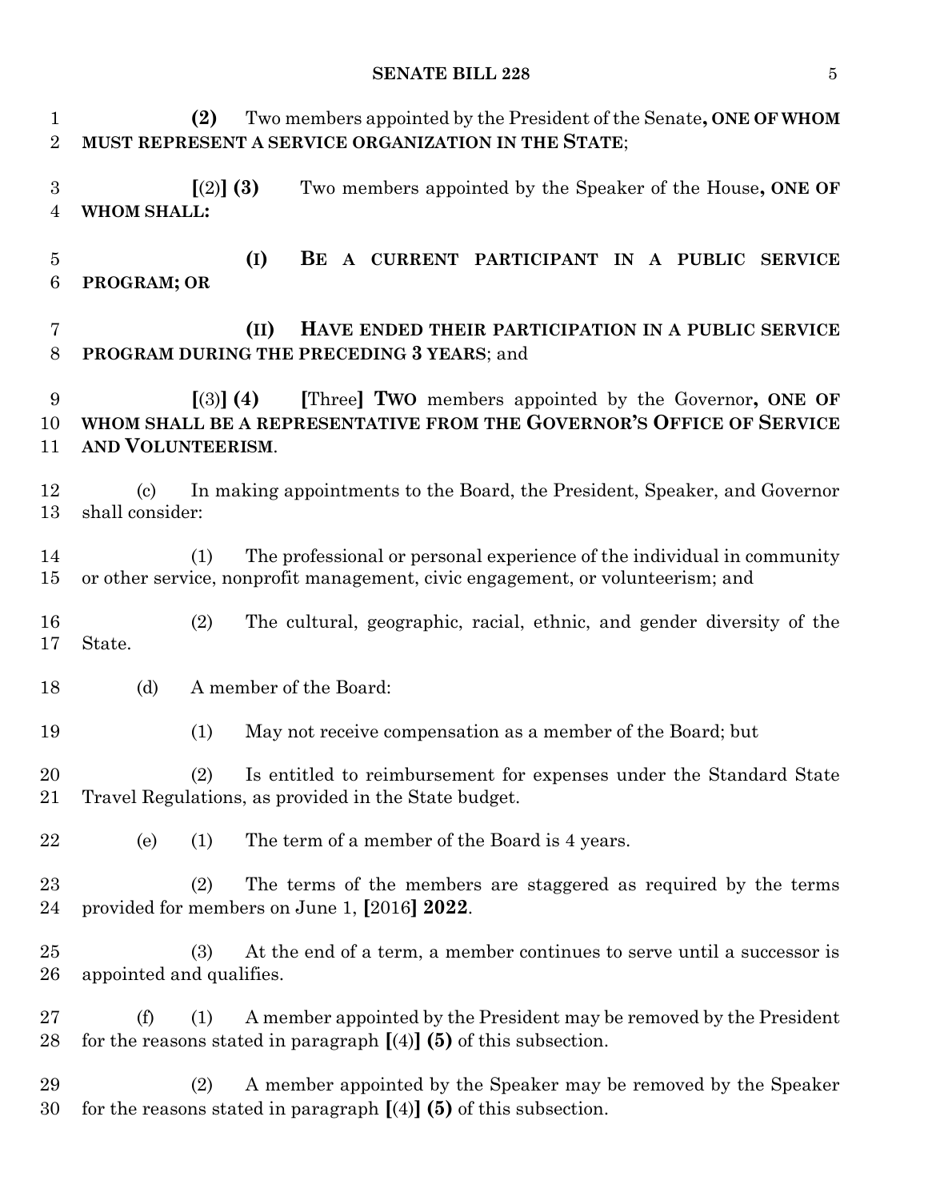**(2)** Two members appointed by the President of the Senate**, ONE OF WHOM MUST REPRESENT A SERVICE ORGANIZATION IN THE STATE**;

**[**(2)**] (3)** Two members appointed by the Speaker of the House**, ONE OF WHOM SHALL:**

**(I) BE A CURRENT PARTICIPANT IN A PUBLIC SERVICE PROGRAM; OR**

**(II) HAVE ENDED THEIR PARTICIPATION IN A PUBLIC SERVICE PROGRAM DURING THE PRECEDING 3 YEARS**; and

**[**(3)**] (4) [**Three**] TWO** members appointed by the Governor**, ONE OF WHOM SHALL BE A REPRESENTATIVE FROM THE GOVERNOR'S OFFICE OF SERVICE AND VOLUNTEERISM**.

(c) In making appointments to the Board, the President, Speaker, and Governor shall consider:

(1) The professional or personal experience of the individual in community or other service, nonprofit management, civic engagement, or volunteerism; and

(2) The cultural, geographic, racial, ethnic, and gender diversity of the State.

(d) A member of the Board:

(1) May not receive compensation as a member of the Board; but

(2) Is entitled to reimbursement for expenses under the Standard State Travel Regulations, as provided in the State budget.

(e) (1) The term of a member of the Board is 4 years.

(2) The terms of the members are staggered as required by the terms provided for members on June 1, **[**2016**] 2022**.

(3) At the end of a term, a member continues to serve until a successor is appointed and qualifies.

(f) (1) A member appointed by the President may be removed by the President for the reasons stated in paragraph **[**(4)**] (5)** of this subsection.

(2) A member appointed by the Speaker may be removed by the Speaker for the reasons stated in paragraph **[**(4)**] (5)** of this subsection.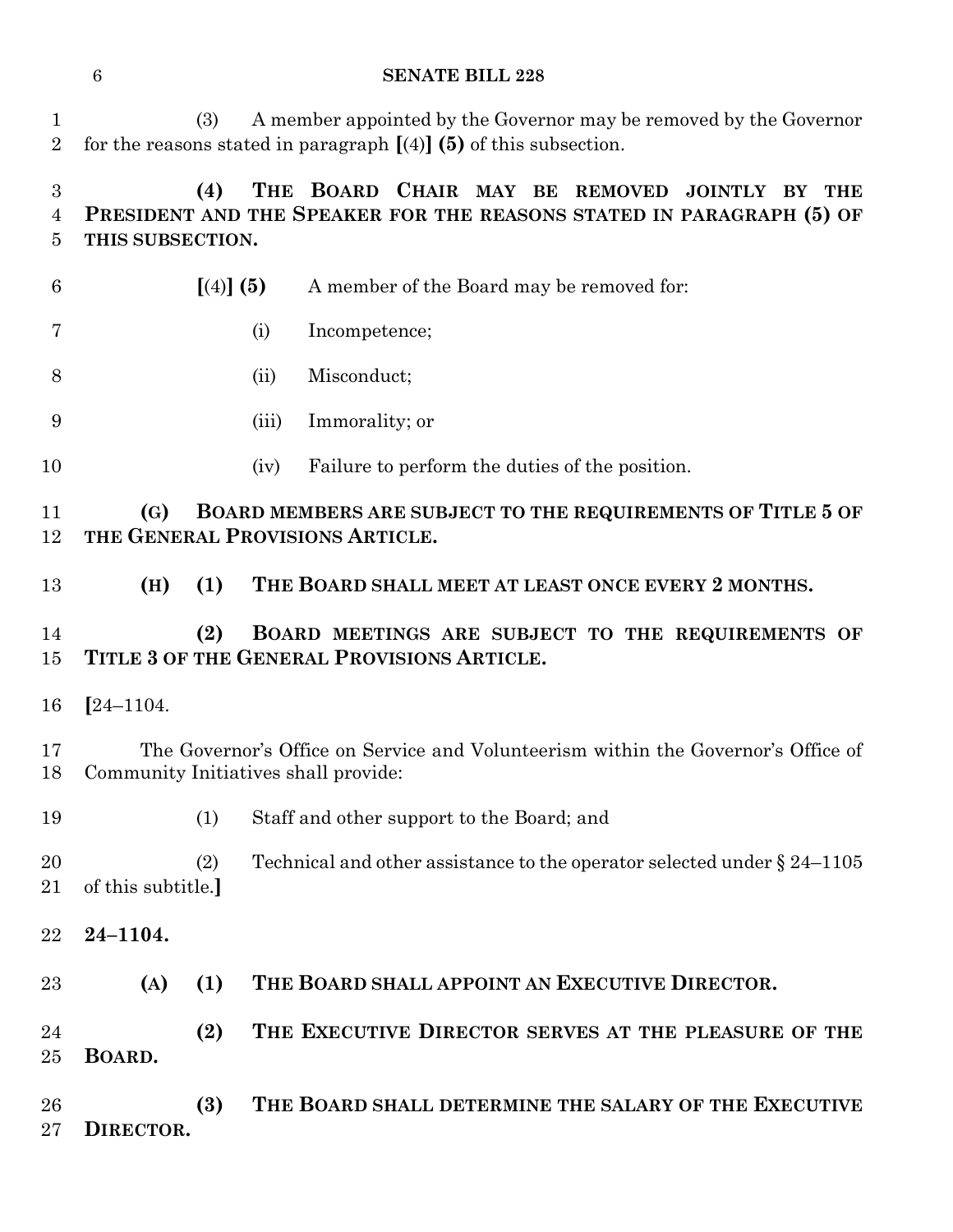(3) A member appointed by the Governor may be removed by the Governor for the reasons stated in paragraph [(4)] **(5)** of this subsection.

**(4) THE BOARD CHAIR MAY BE REMOVED JOINTLY BY THE PRESIDENT AND THE SPEAKER FOR THE REASONS STATED IN PARAGRAPH (5) OF THIS SUBSECTION.**

[(4)] **(5)** A member of the Board may be removed for:

(i) Incompetence;

(ii) Misconduct;

(iii) Immorality; or

(iv) Failure to perform the duties of the position.

**(G) BOARD MEMBERS ARE SUBJECT TO THE REQUIREMENTS OF TITLE 5 OF THE GENERAL PROVISIONS ARTICLE.**

**(H) (1) THE BOARD SHALL MEET AT LEAST ONCE EVERY 2 MONTHS.**

**(2) BOARD MEETINGS ARE SUBJECT TO THE REQUIREMENTS OF TITLE 3 OF THE GENERAL PROVISIONS ARTICLE.**

[24–1104.

The Governor's Office on Service and Volunteerism within the Governor's Office of Community Initiatives shall provide:

(1) Staff and other support to the Board; and

(2) Technical and other assistance to the operator selected under § 24–1105 of this subtitle.]

**24–1104.**

**(A) (1) THE BOARD SHALL APPOINT AN EXECUTIVE DIRECTOR.**

**(2) THE EXECUTIVE DIRECTOR SERVES AT THE PLEASURE OF THE BOARD.**

**(3) THE BOARD SHALL DETERMINE THE SALARY OF THE EXECUTIVE DIRECTOR.**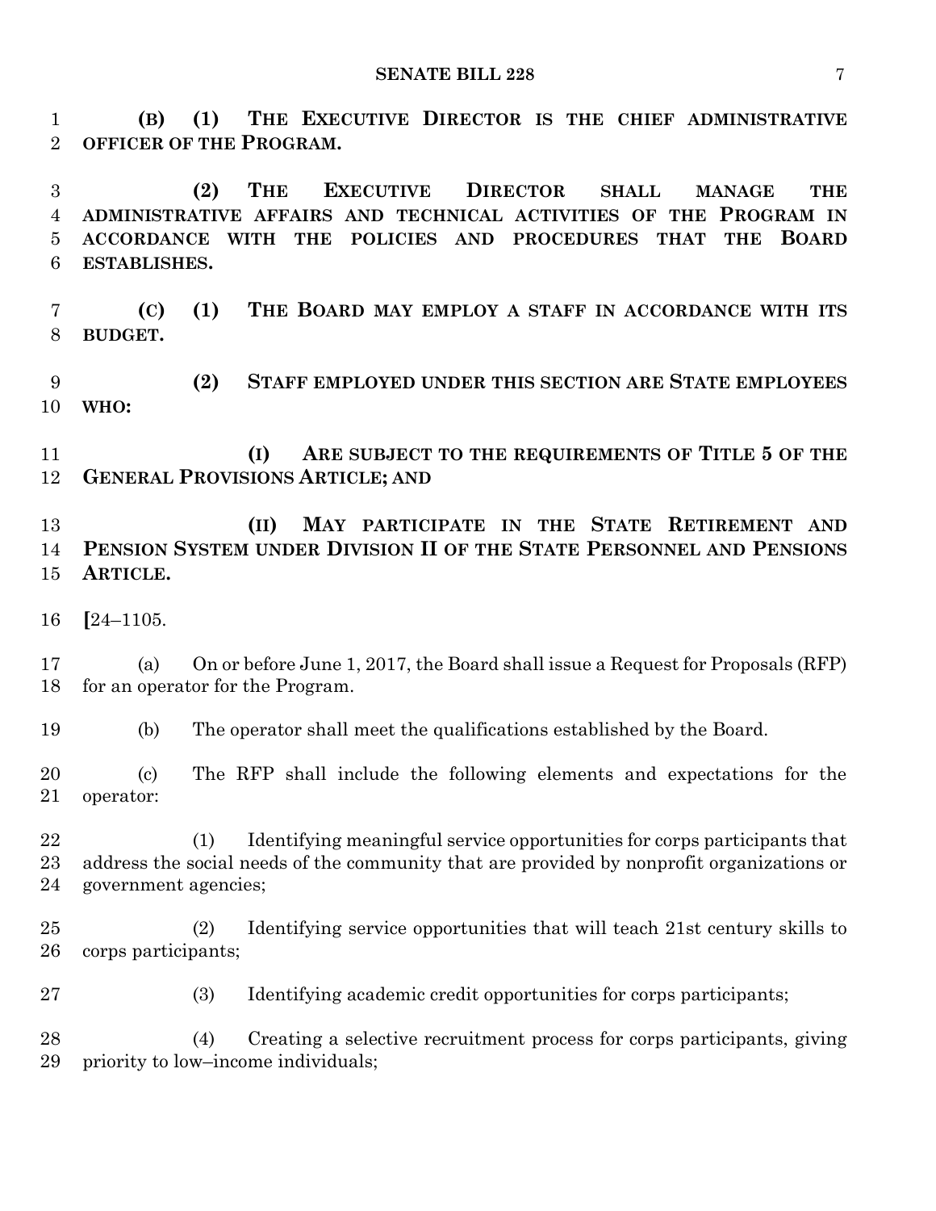**(B) (1) THE EXECUTIVE DIRECTOR IS THE CHIEF ADMINISTRATIVE OFFICER OF THE PROGRAM.**

**(2) THE EXECUTIVE DIRECTOR SHALL MANAGE THE ADMINISTRATIVE AFFAIRS AND TECHNICAL ACTIVITIES OF THE PROGRAM IN ACCORDANCE WITH THE POLICIES AND PROCEDURES THAT THE BOARD ESTABLISHES.**

**(C) (1) THE BOARD MAY EMPLOY A STAFF IN ACCORDANCE WITH ITS BUDGET.**

**(2) STAFF EMPLOYED UNDER THIS SECTION ARE STATE EMPLOYEES WHO:**

**(I) ARE SUBJECT TO THE REQUIREMENTS OF TITLE 5 OF THE GENERAL PROVISIONS ARTICLE; AND**

**(II) MAY PARTICIPATE IN THE STATE RETIREMENT AND PENSION SYSTEM UNDER DIVISION II OF THE STATE PERSONNEL AND PENSIONS ARTICLE.**

**[**24–1105.

(a) On or before June 1, 2017, the Board shall issue a Request for Proposals (RFP) for an operator for the Program.

(b) The operator shall meet the qualifications established by the Board.

(c) The RFP shall include the following elements and expectations for the operator:

(1) Identifying meaningful service opportunities for corps participants that address the social needs of the community that are provided by nonprofit organizations or government agencies;

(2) Identifying service opportunities that will teach 21st century skills to corps participants;

(3) Identifying academic credit opportunities for corps participants;

(4) Creating a selective recruitment process for corps participants, giving priority to low–income individuals;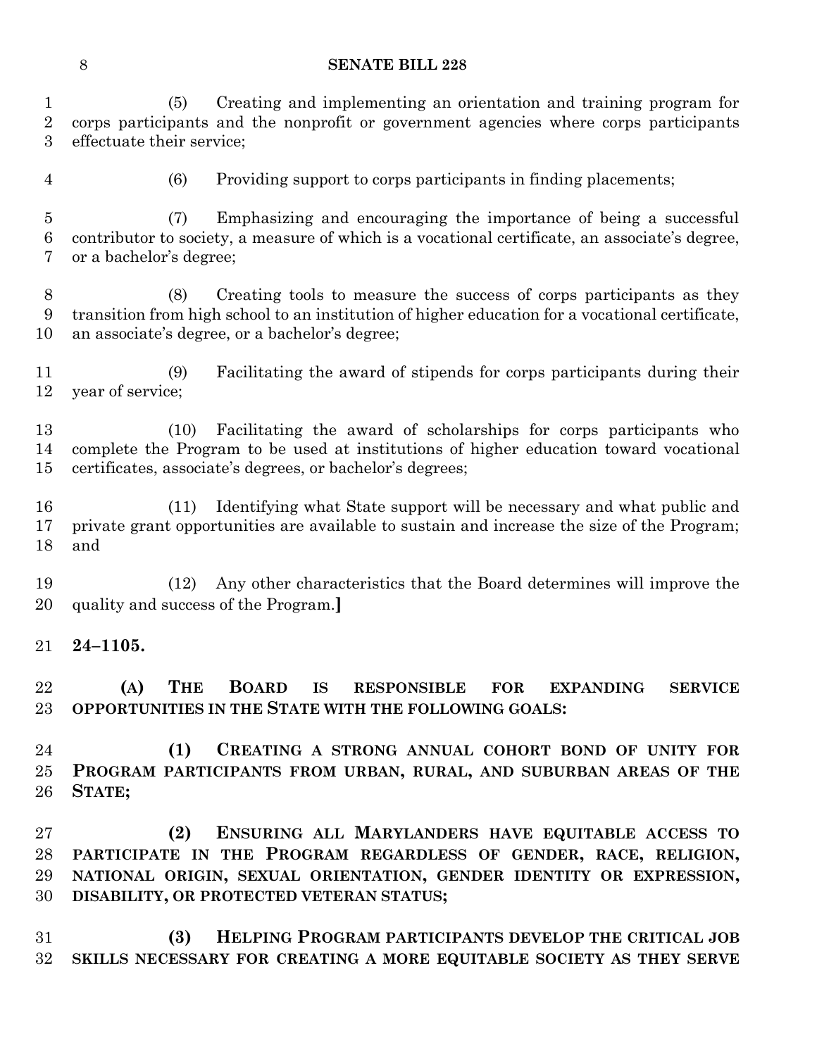(5) Creating and implementing an orientation and training program for corps participants and the nonprofit or government agencies where corps participants effectuate their service;

(6) Providing support to corps participants in finding placements;

(7) Emphasizing and encouraging the importance of being a successful contributor to society, a measure of which is a vocational certificate, an associate's degree, or a bachelor's degree;

(8) Creating tools to measure the success of corps participants as they transition from high school to an institution of higher education for a vocational certificate, an associate's degree, or a bachelor's degree;

(9) Facilitating the award of stipends for corps participants during their year of service;

(10) Facilitating the award of scholarships for corps participants who complete the Program to be used at institutions of higher education toward vocational certificates, associate's degrees, or bachelor's degrees;

(11) Identifying what State support will be necessary and what public and private grant opportunities are available to sustain and increase the size of the Program; and

(12) Any other characteristics that the Board determines will improve the quality and success of the Program.**]**

**24–1105.**

**(A) THE BOARD IS RESPONSIBLE FOR EXPANDING SERVICE OPPORTUNITIES IN THE STATE WITH THE FOLLOWING GOALS:**

**(1) CREATING A STRONG ANNUAL COHORT BOND OF UNITY FOR PROGRAM PARTICIPANTS FROM URBAN, RURAL, AND SUBURBAN AREAS OF THE STATE;**

**(2) ENSURING ALL MARYLANDERS HAVE EQUITABLE ACCESS TO PARTICIPATE IN THE PROGRAM REGARDLESS OF GENDER, RACE, RELIGION, NATIONAL ORIGIN, SEXUAL ORIENTATION, GENDER IDENTITY OR EXPRESSION, DISABILITY, OR PROTECTED VETERAN STATUS;**

**(3) HELPING PROGRAM PARTICIPANTS DEVELOP THE CRITICAL JOB SKILLS NECESSARY FOR CREATING A MORE EQUITABLE SOCIETY AS THEY SERVE**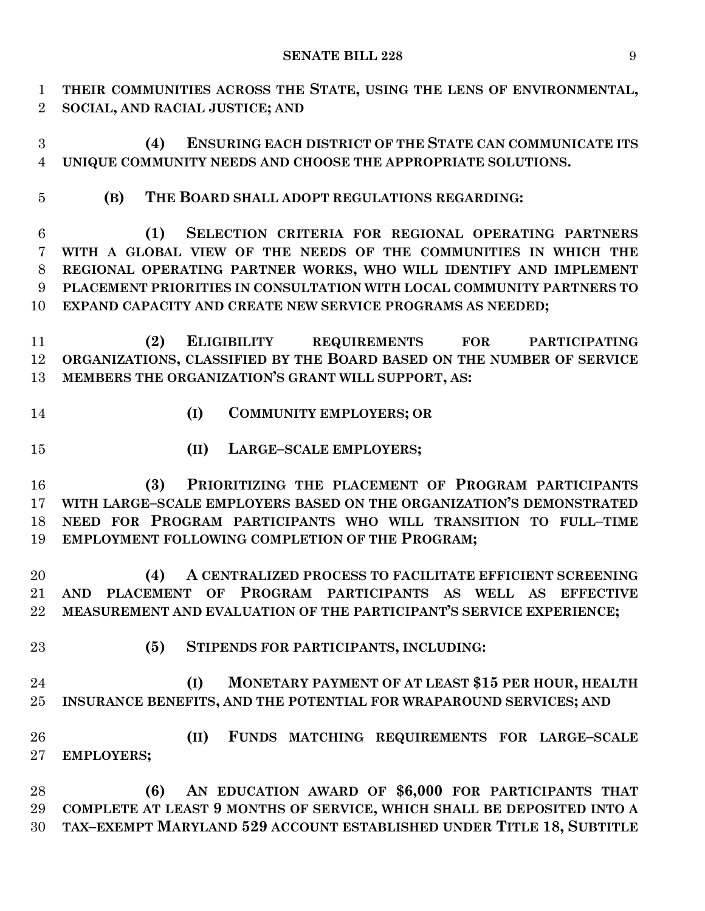**THEIR COMMUNITIES ACROSS THE STATE, USING THE LENS OF ENVIRONMENTAL, SOCIAL, AND RACIAL JUSTICE; AND**

**(4) ENSURING EACH DISTRICT OF THE STATE CAN COMMUNICATE ITS UNIQUE COMMUNITY NEEDS AND CHOOSE THE APPROPRIATE SOLUTIONS.**

**(B) THE BOARD SHALL ADOPT REGULATIONS REGARDING:**

**(1) SELECTION CRITERIA FOR REGIONAL OPERATING PARTNERS WITH A GLOBAL VIEW OF THE NEEDS OF THE COMMUNITIES IN WHICH THE REGIONAL OPERATING PARTNER WORKS, WHO WILL IDENTIFY AND IMPLEMENT PLACEMENT PRIORITIES IN CONSULTATION WITH LOCAL COMMUNITY PARTNERS TO EXPAND CAPACITY AND CREATE NEW SERVICE PROGRAMS AS NEEDED;**

**(2) ELIGIBILITY REQUIREMENTS FOR PARTICIPATING ORGANIZATIONS, CLASSIFIED BY THE BOARD BASED ON THE NUMBER OF SERVICE MEMBERS THE ORGANIZATION'S GRANT WILL SUPPORT, AS:**

**(I) COMMUNITY EMPLOYERS; OR**

**(II) LARGE–SCALE EMPLOYERS;**

**(3) PRIORITIZING THE PLACEMENT OF PROGRAM PARTICIPANTS WITH LARGE–SCALE EMPLOYERS BASED ON THE ORGANIZATION'S DEMONSTRATED NEED FOR PROGRAM PARTICIPANTS WHO WILL TRANSITION TO FULL–TIME EMPLOYMENT FOLLOWING COMPLETION OF THE PROGRAM;**

**(4) A CENTRALIZED PROCESS TO FACILITATE EFFICIENT SCREENING AND PLACEMENT OF PROGRAM PARTICIPANTS AS WELL AS EFFECTIVE MEASUREMENT AND EVALUATION OF THE PARTICIPANT'S SERVICE EXPERIENCE;**

**(5) STIPENDS FOR PARTICIPANTS, INCLUDING:**

**(I) MONETARY PAYMENT OF AT LEAST $15 PER HOUR, HEALTH INSURANCE BENEFITS, AND THE POTENTIAL FOR WRAPAROUND SERVICES; AND**

**(II) FUNDS MATCHING REQUIREMENTS FOR LARGE–SCALE EMPLOYERS;**

**(6) AN EDUCATION AWARD OF $6,000 FOR PARTICIPANTS THAT COMPLETE AT LEAST 9 MONTHS OF SERVICE, WHICH SHALL BE DEPOSITED INTO A TAX–EXEMPT MARYLAND 529 ACCOUNT ESTABLISHED UNDER TITLE 18, SUBTITLE**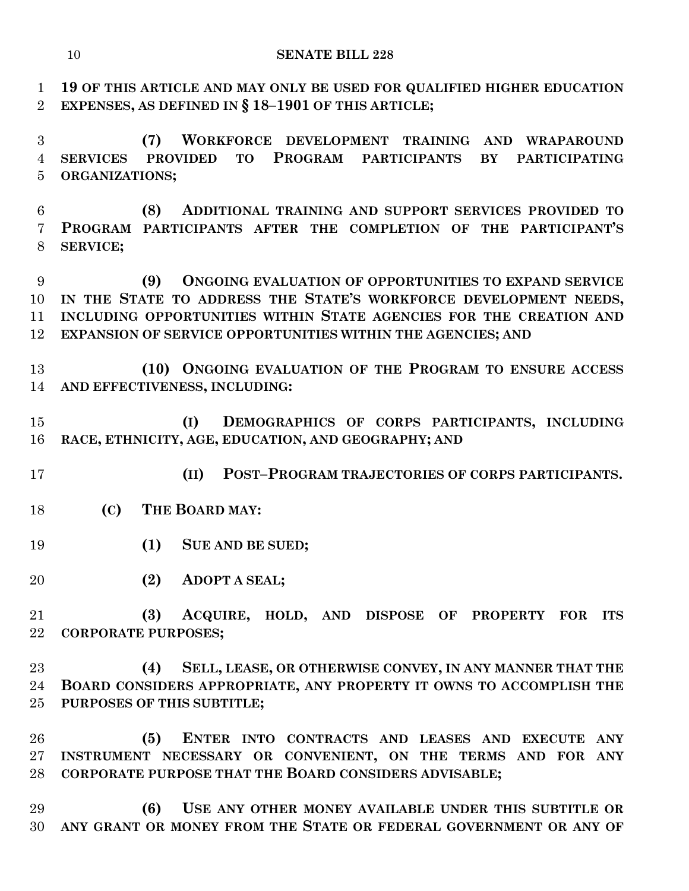**19 OF THIS ARTICLE AND MAY ONLY BE USED FOR QUALIFIED HIGHER EDUCATION EXPENSES, AS DEFINED IN § 18–1901 OF THIS ARTICLE;**

**(7) WORKFORCE DEVELOPMENT TRAINING AND WRAPAROUND SERVICES PROVIDED TO PROGRAM PARTICIPANTS BY PARTICIPATING ORGANIZATIONS;**

**(8) ADDITIONAL TRAINING AND SUPPORT SERVICES PROVIDED TO PROGRAM PARTICIPANTS AFTER THE COMPLETION OF THE PARTICIPANT'S SERVICE;**

**(9) ONGOING EVALUATION OF OPPORTUNITIES TO EXPAND SERVICE IN THE STATE TO ADDRESS THE STATE'S WORKFORCE DEVELOPMENT NEEDS, INCLUDING OPPORTUNITIES WITHIN STATE AGENCIES FOR THE CREATION AND EXPANSION OF SERVICE OPPORTUNITIES WITHIN THE AGENCIES; AND**

**(10) ONGOING EVALUATION OF THE PROGRAM TO ENSURE ACCESS AND EFFECTIVENESS, INCLUDING:**

**(I) DEMOGRAPHICS OF CORPS PARTICIPANTS, INCLUDING RACE, ETHNICITY, AGE, EDUCATION, AND GEOGRAPHY; AND**

**(II) POST–PROGRAM TRAJECTORIES OF CORPS PARTICIPANTS.**

**(C) THE BOARD MAY:**

**(1) SUE AND BE SUED;**

**(2) ADOPT A SEAL;**

**(3) ACQUIRE, HOLD, AND DISPOSE OF PROPERTY FOR ITS CORPORATE PURPOSES;**

**(4) SELL, LEASE, OR OTHERWISE CONVEY, IN ANY MANNER THAT THE BOARD CONSIDERS APPROPRIATE, ANY PROPERTY IT OWNS TO ACCOMPLISH THE PURPOSES OF THIS SUBTITLE;**

**(5) ENTER INTO CONTRACTS AND LEASES AND EXECUTE ANY INSTRUMENT NECESSARY OR CONVENIENT, ON THE TERMS AND FOR ANY CORPORATE PURPOSE THAT THE BOARD CONSIDERS ADVISABLE;**

**(6) USE ANY OTHER MONEY AVAILABLE UNDER THIS SUBTITLE OR ANY GRANT OR MONEY FROM THE STATE OR FEDERAL GOVERNMENT OR ANY OF**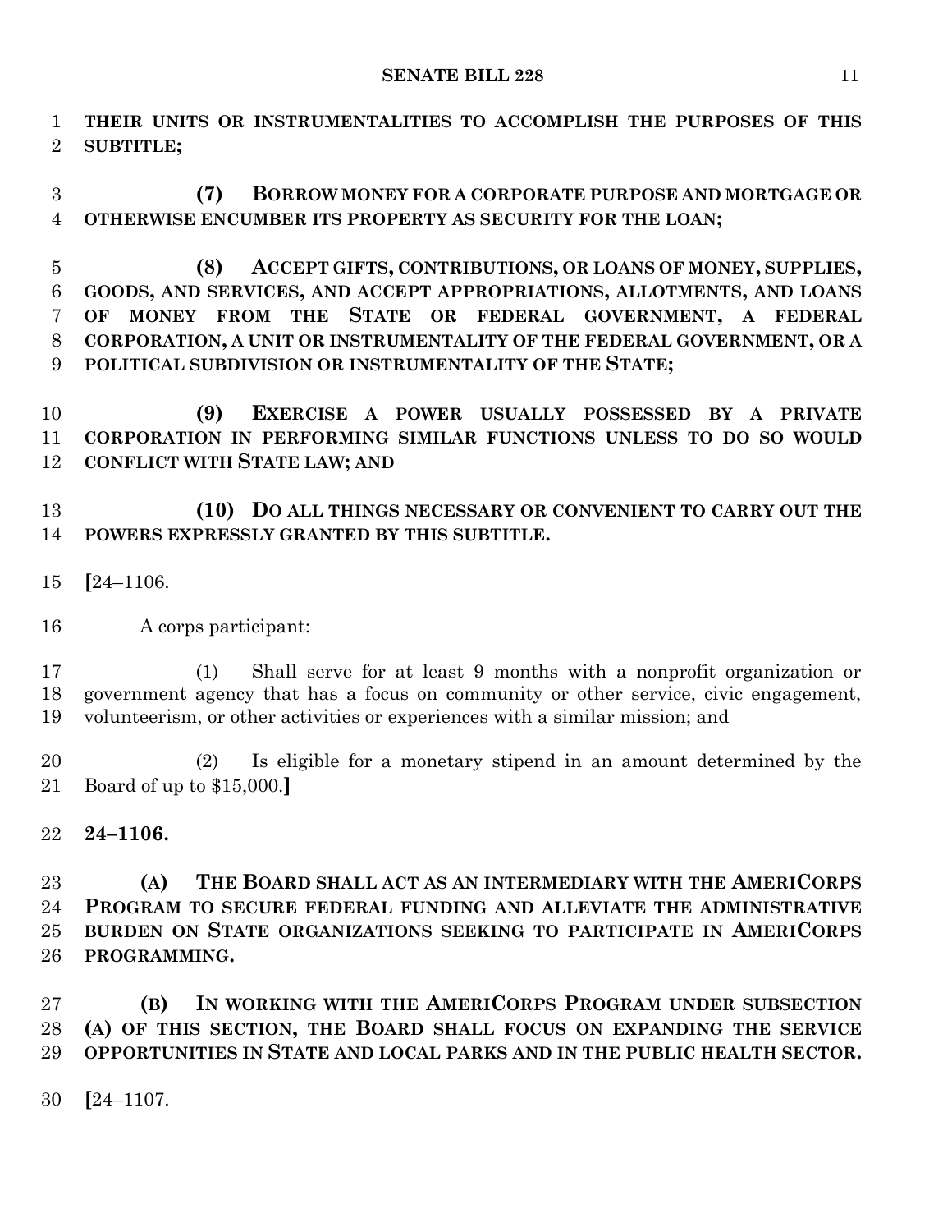**THEIR UNITS OR INSTRUMENTALITIES TO ACCOMPLISH THE PURPOSES OF THIS SUBTITLE;**

**(7) BORROW MONEY FOR A CORPORATE PURPOSE AND MORTGAGE OR OTHERWISE ENCUMBER ITS PROPERTY AS SECURITY FOR THE LOAN;**

**(8) ACCEPT GIFTS, CONTRIBUTIONS, OR LOANS OF MONEY, SUPPLIES, GOODS, AND SERVICES, AND ACCEPT APPROPRIATIONS, ALLOTMENTS, AND LOANS OF MONEY FROM THE STATE OR FEDERAL GOVERNMENT, A FEDERAL CORPORATION, A UNIT OR INSTRUMENTALITY OF THE FEDERAL GOVERNMENT, OR A POLITICAL SUBDIVISION OR INSTRUMENTALITY OF THE STATE;**

**(9) EXERCISE A POWER USUALLY POSSESSED BY A PRIVATE CORPORATION IN PERFORMING SIMILAR FUNCTIONS UNLESS TO DO SO WOULD CONFLICT WITH STATE LAW; AND**

**(10) DO ALL THINGS NECESSARY OR CONVENIENT TO CARRY OUT THE POWERS EXPRESSLY GRANTED BY THIS SUBTITLE.**

**[**24–1106.

A corps participant:

(1) Shall serve for at least 9 months with a nonprofit organization or government agency that has a focus on community or other service, civic engagement, volunteerism, or other activities or experiences with a similar mission; and

(2) Is eligible for a monetary stipend in an amount determined by the Board of up to $15,000.**]**

**24–1106.**

**(A) THE BOARD SHALL ACT AS AN INTERMEDIARY WITH THE AMERICORPS PROGRAM TO SECURE FEDERAL FUNDING AND ALLEVIATE THE ADMINISTRATIVE BURDEN ON STATE ORGANIZATIONS SEEKING TO PARTICIPATE IN AMERICORPS PROGRAMMING.**

**(B) IN WORKING WITH THE AMERICORPS PROGRAM UNDER SUBSECTION (A) OF THIS SECTION, THE BOARD SHALL FOCUS ON EXPANDING THE SERVICE OPPORTUNITIES IN STATE AND LOCAL PARKS AND IN THE PUBLIC HEALTH SECTOR.**

**[**24–1107.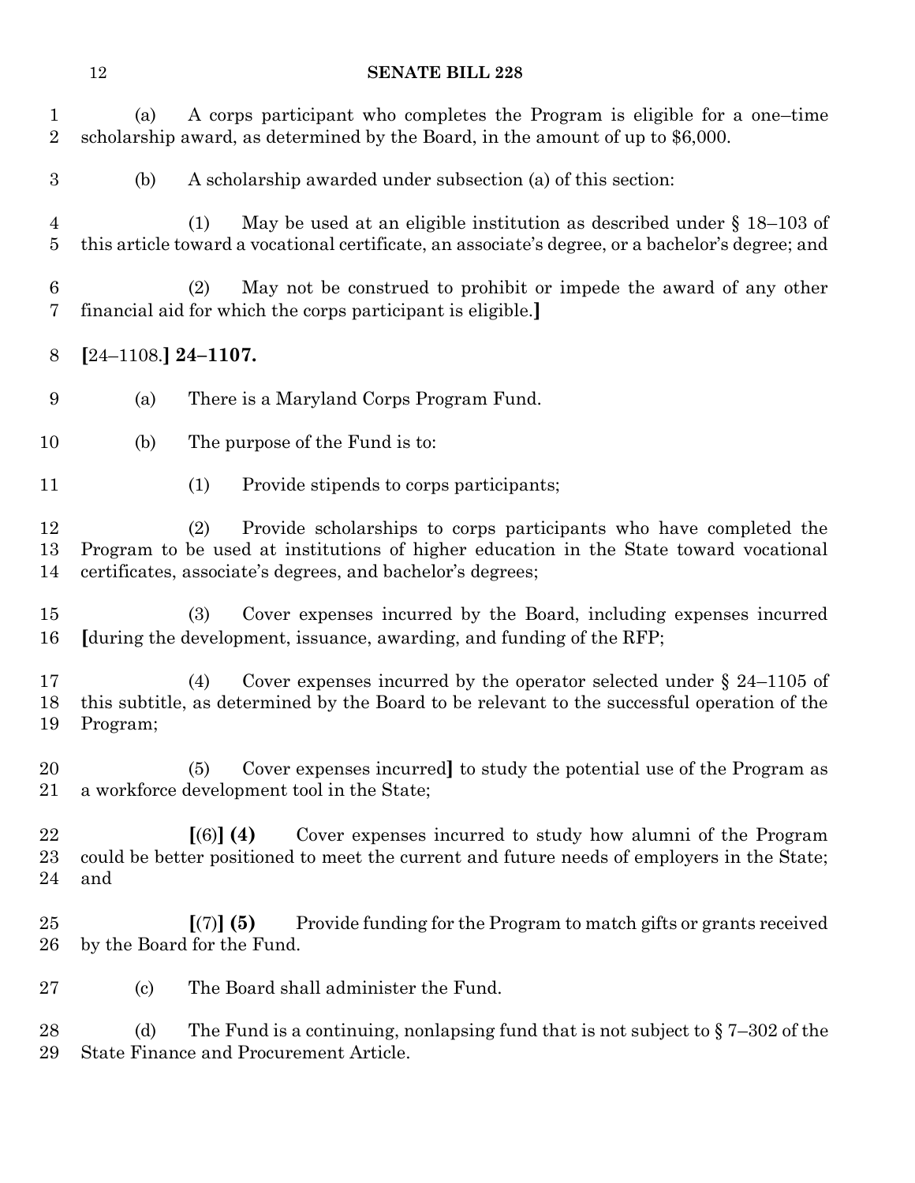(a) A corps participant who completes the Program is eligible for a one–time scholarship award, as determined by the Board, in the amount of up to $6,000.

(b) A scholarship awarded under subsection (a) of this section:

(1) May be used at an eligible institution as described under § 18–103 of this article toward a vocational certificate, an associate's degree, or a bachelor's degree; and

(2) May not be construed to prohibit or impede the award of any other financial aid for which the corps participant is eligible.**]**

**[**24–1108.**] 24–1107.**

(a) There is a Maryland Corps Program Fund.

(b) The purpose of the Fund is to:

(1) Provide stipends to corps participants;

(2) Provide scholarships to corps participants who have completed the Program to be used at institutions of higher education in the State toward vocational certificates, associate's degrees, and bachelor's degrees;

(3) Cover expenses incurred by the Board, including expenses incurred **[**during the development, issuance, awarding, and funding of the RFP;

(4) Cover expenses incurred by the operator selected under § 24–1105 of this subtitle, as determined by the Board to be relevant to the successful operation of the Program;

(5) Cover expenses incurred**]** to study the potential use of the Program as a workforce development tool in the State;

**[**(6)**] (4)** Cover expenses incurred to study how alumni of the Program could be better positioned to meet the current and future needs of employers in the State; and

**[**(7)**] (5)** Provide funding for the Program to match gifts or grants received by the Board for the Fund.

(c) The Board shall administer the Fund.

(d) The Fund is a continuing, nonlapsing fund that is not subject to § 7–302 of the State Finance and Procurement Article.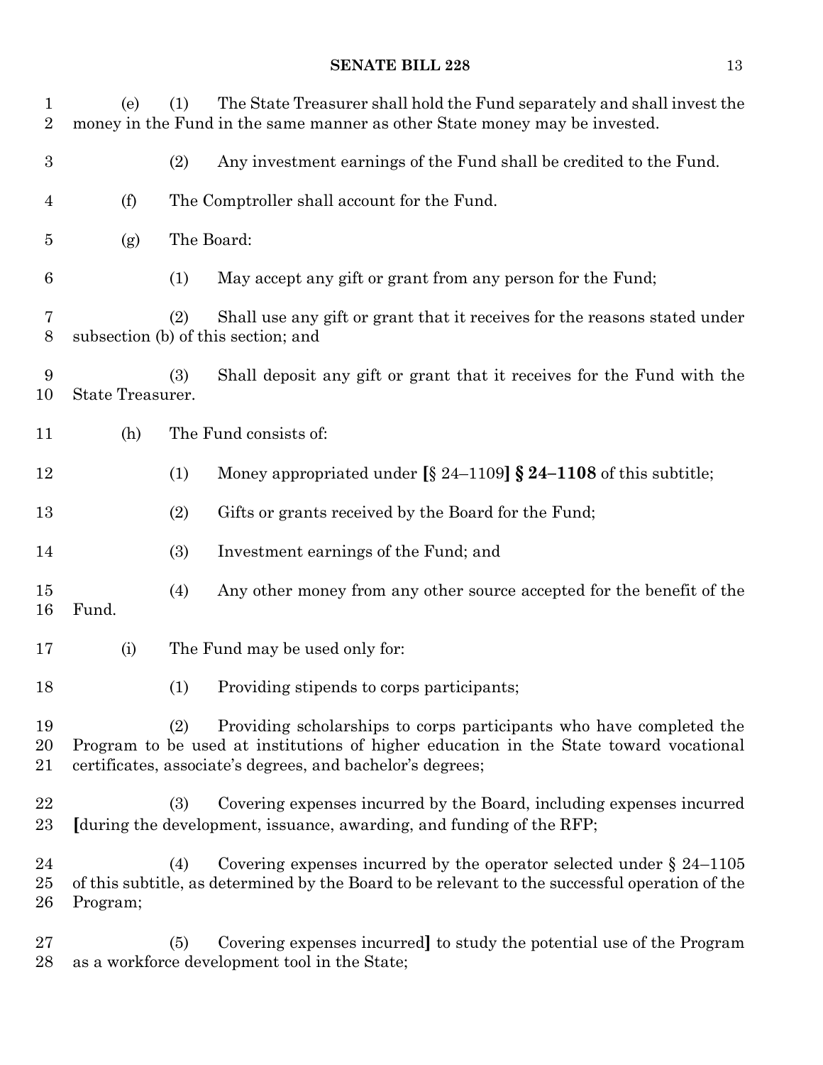(e) (1) The State Treasurer shall hold the Fund separately and shall invest the money in the Fund in the same manner as other State money may be invested.

(2) Any investment earnings of the Fund shall be credited to the Fund.

(f) The Comptroller shall account for the Fund.

(g) The Board:

(1) May accept any gift or grant from any person for the Fund;

(2) Shall use any gift or grant that it receives for the reasons stated under subsection (b) of this section; and

(3) Shall deposit any gift or grant that it receives for the Fund with the State Treasurer.

(h) The Fund consists of:

(1) Money appropriated under **[**§ 24–1109**]** **§ 24–1108** of this subtitle;

(2) Gifts or grants received by the Board for the Fund;

(3) Investment earnings of the Fund; and

(4) Any other money from any other source accepted for the benefit of the Fund.

(i) The Fund may be used only for:

(1) Providing stipends to corps participants;

(2) Providing scholarships to corps participants who have completed the Program to be used at institutions of higher education in the State toward vocational certificates, associate's degrees, and bachelor's degrees;

(3) Covering expenses incurred by the Board, including expenses incurred **[**during the development, issuance, awarding, and funding of the RFP;

(4) Covering expenses incurred by the operator selected under § 24–1105 of this subtitle, as determined by the Board to be relevant to the successful operation of the Program;

(5) Covering expenses incurred**]** to study the potential use of the Program as a workforce development tool in the State;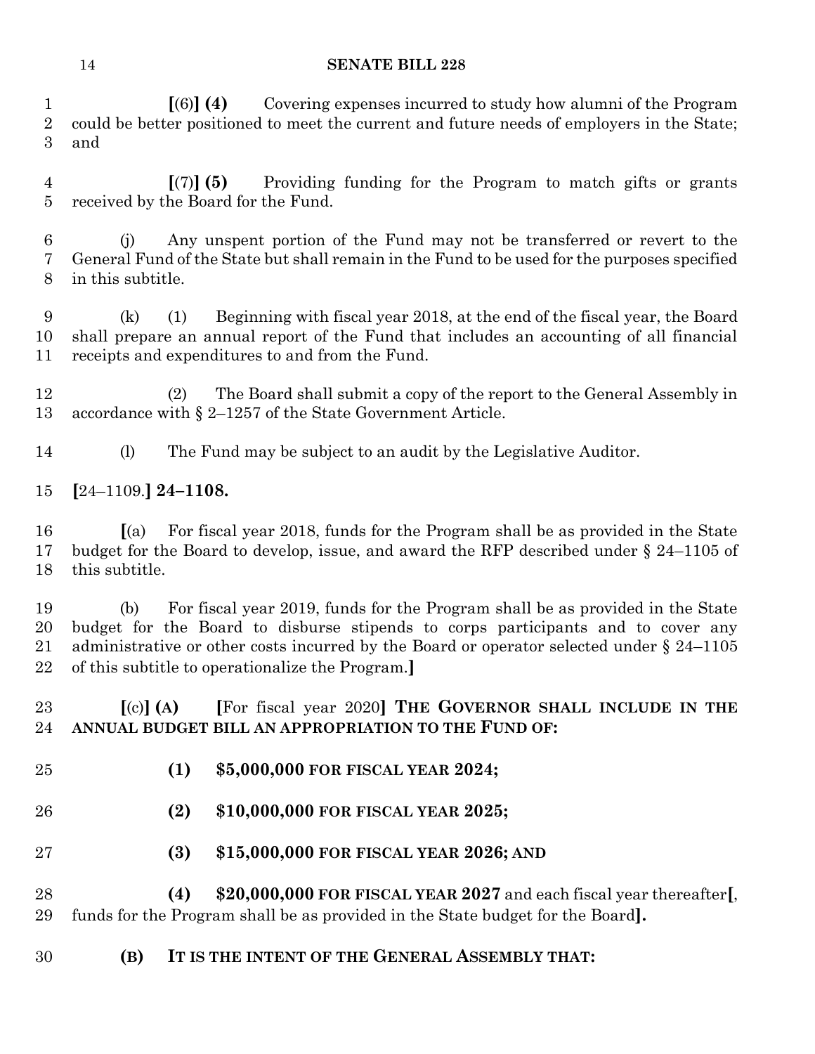**[**(6)**] (4)** Covering expenses incurred to study how alumni of the Program could be better positioned to meet the current and future needs of employers in the State; and

**[**(7)**] (5)** Providing funding for the Program to match gifts or grants received by the Board for the Fund.

(j) Any unspent portion of the Fund may not be transferred or revert to the General Fund of the State but shall remain in the Fund to be used for the purposes specified in this subtitle.

(k) (1) Beginning with fiscal year 2018, at the end of the fiscal year, the Board shall prepare an annual report of the Fund that includes an accounting of all financial receipts and expenditures to and from the Fund.

(2) The Board shall submit a copy of the report to the General Assembly in accordance with § 2–1257 of the State Government Article.

(l) The Fund may be subject to an audit by the Legislative Auditor.

**[**24–1109.**] 24–1108.**

**[**(a) For fiscal year 2018, funds for the Program shall be as provided in the State budget for the Board to develop, issue, and award the RFP described under § 24–1105 of this subtitle.

(b) For fiscal year 2019, funds for the Program shall be as provided in the State budget for the Board to disburse stipends to corps participants and to cover any administrative or other costs incurred by the Board or operator selected under § 24–1105 of this subtitle to operationalize the Program.**]**

**[**(c)**] (A)** **[**For fiscal year 2020**] THE GOVERNOR SHALL INCLUDE IN THE ANNUAL BUDGET BILL AN APPROPRIATION TO THE FUND OF:**

**(1) $5,000,000 FOR FISCAL YEAR 2024;**

**(2) $10,000,000 FOR FISCAL YEAR 2025;**

**(3) $15,000,000 FOR FISCAL YEAR 2026; AND**

**(4) $20,000,000 FOR FISCAL YEAR 2027** and each fiscal year thereafter**[**, funds for the Program shall be as provided in the State budget for the Board**].**

**(B) IT IS THE INTENT OF THE GENERAL ASSEMBLY THAT:**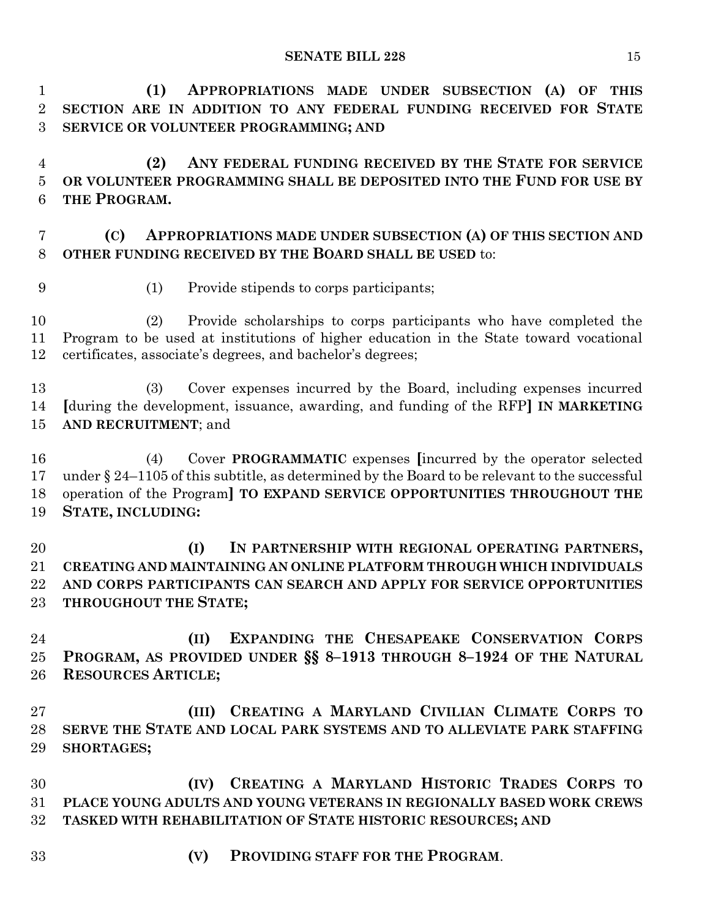**(1) APPROPRIATIONS MADE UNDER SUBSECTION (A) OF THIS SECTION ARE IN ADDITION TO ANY FEDERAL FUNDING RECEIVED FOR STATE SERVICE OR VOLUNTEER PROGRAMMING; AND**

**(2) ANY FEDERAL FUNDING RECEIVED BY THE STATE FOR SERVICE OR VOLUNTEER PROGRAMMING SHALL BE DEPOSITED INTO THE FUND FOR USE BY THE PROGRAM.**

**(C) APPROPRIATIONS MADE UNDER SUBSECTION (A) OF THIS SECTION AND OTHER FUNDING RECEIVED BY THE BOARD SHALL BE USED** to:

(1) Provide stipends to corps participants;

(2) Provide scholarships to corps participants who have completed the Program to be used at institutions of higher education in the State toward vocational certificates, associate's degrees, and bachelor's degrees;

(3) Cover expenses incurred by the Board, including expenses incurred **[**during the development, issuance, awarding, and funding of the RFP**] IN MARKETING AND RECRUITMENT**; and

(4) Cover **PROGRAMMATIC** expenses **[**incurred by the operator selected under § 24–1105 of this subtitle, as determined by the Board to be relevant to the successful operation of the Program**] TO EXPAND SERVICE OPPORTUNITIES THROUGHOUT THE STATE, INCLUDING:**

**(I) IN PARTNERSHIP WITH REGIONAL OPERATING PARTNERS, CREATING AND MAINTAINING AN ONLINE PLATFORM THROUGH WHICH INDIVIDUALS AND CORPS PARTICIPANTS CAN SEARCH AND APPLY FOR SERVICE OPPORTUNITIES THROUGHOUT THE STATE;**

**(II) EXPANDING THE CHESAPEAKE CONSERVATION CORPS PROGRAM, AS PROVIDED UNDER §§ 8–1913 THROUGH 8–1924 OF THE NATURAL RESOURCES ARTICLE;**

**(III) CREATING A MARYLAND CIVILIAN CLIMATE CORPS TO SERVE THE STATE AND LOCAL PARK SYSTEMS AND TO ALLEVIATE PARK STAFFING SHORTAGES;**

**(IV) CREATING A MARYLAND HISTORIC TRADES CORPS TO PLACE YOUNG ADULTS AND YOUNG VETERANS IN REGIONALLY BASED WORK CREWS TASKED WITH REHABILITATION OF STATE HISTORIC RESOURCES; AND**

**(V) PROVIDING STAFF FOR THE PROGRAM**.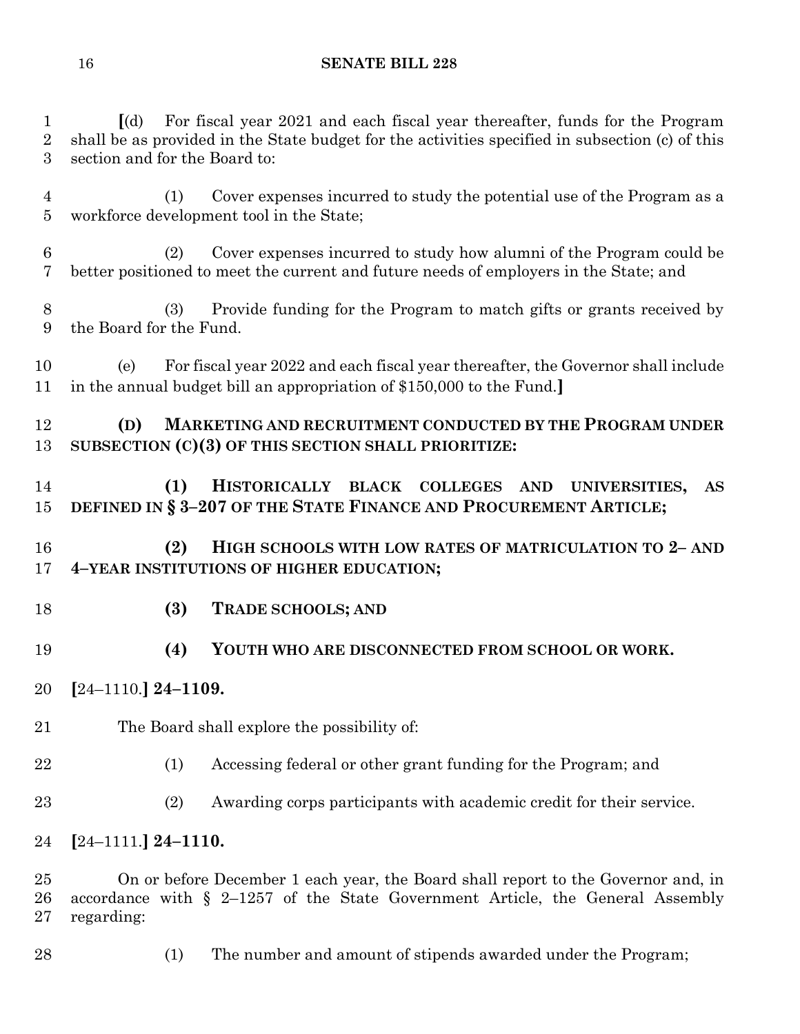[(d) For fiscal year 2021 and each fiscal year thereafter, funds for the Program shall be as provided in the State budget for the activities specified in subsection (c) of this section and for the Board to:

(1) Cover expenses incurred to study the potential use of the Program as a workforce development tool in the State;

(2) Cover expenses incurred to study how alumni of the Program could be better positioned to meet the current and future needs of employers in the State; and

(3) Provide funding for the Program to match gifts or grants received by the Board for the Fund.

(e) For fiscal year 2022 and each fiscal year thereafter, the Governor shall include in the annual budget bill an appropriation of $150,000 to the Fund.]

**(D) MARKETING AND RECRUITMENT CONDUCTED BY THE PROGRAM UNDER SUBSECTION (C)(3) OF THIS SECTION SHALL PRIORITIZE:**

**(1) HISTORICALLY BLACK COLLEGES AND UNIVERSITIES, AS DEFINED IN § 3–207 OF THE STATE FINANCE AND PROCUREMENT ARTICLE;**

**(2) HIGH SCHOOLS WITH LOW RATES OF MATRICULATION TO 2– AND 4–YEAR INSTITUTIONS OF HIGHER EDUCATION;**

**(3) TRADE SCHOOLS; AND**

**(4) YOUTH WHO ARE DISCONNECTED FROM SCHOOL OR WORK.**

[24–1110.] **24–1109.**

The Board shall explore the possibility of:

(1) Accessing federal or other grant funding for the Program; and

(2) Awarding corps participants with academic credit for their service.

[24–1111.] **24–1110.**

On or before December 1 each year, the Board shall report to the Governor and, in accordance with § 2–1257 of the State Government Article, the General Assembly regarding:

(1) The number and amount of stipends awarded under the Program;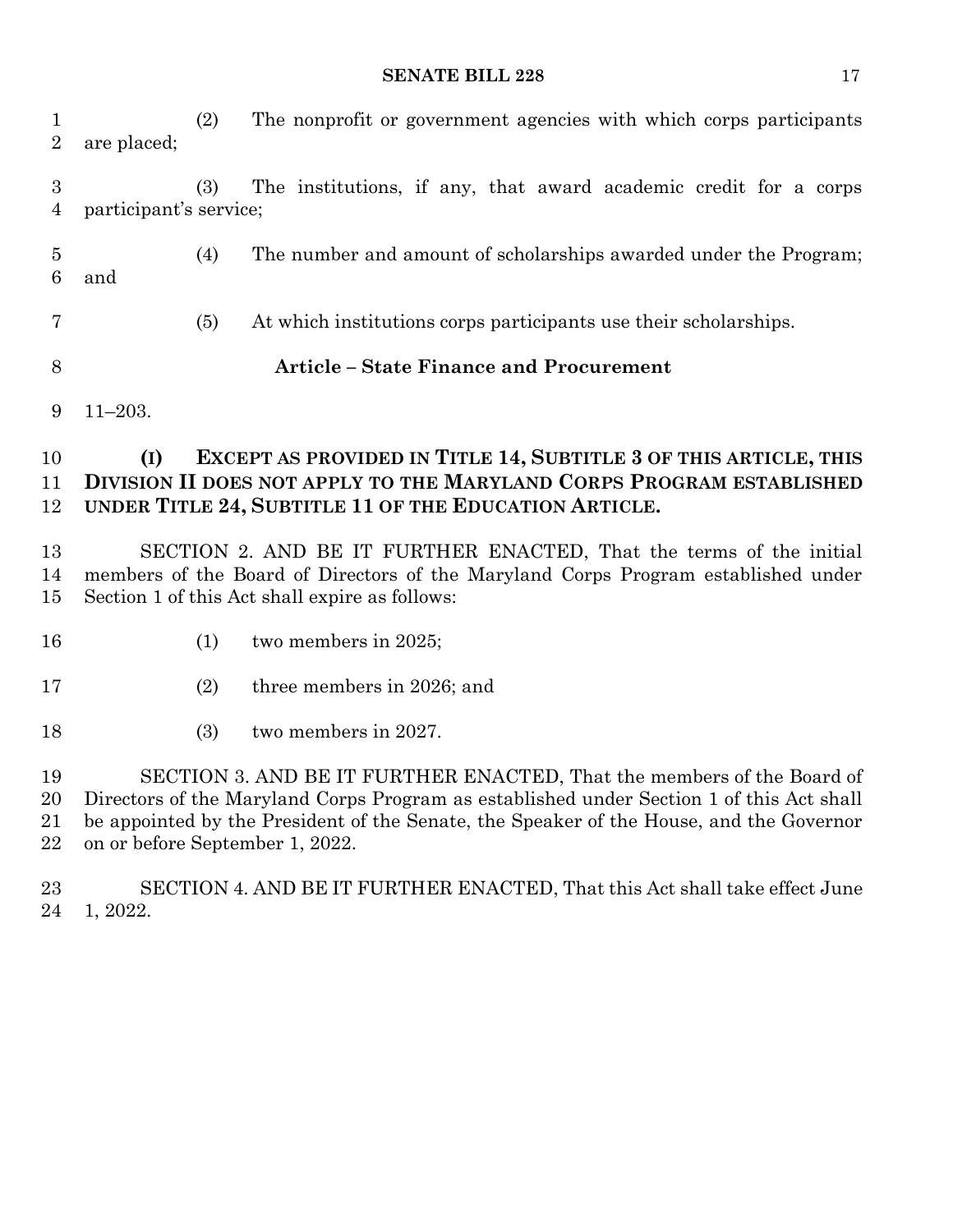(2) The nonprofit or government agencies with which corps participants are placed;

(3) The institutions, if any, that award academic credit for a corps participant's service;

(4) The number and amount of scholarships awarded under the Program; and

(5) At which institutions corps participants use their scholarships.

**Article – State Finance and Procurement**

11–203.

**(I) EXCEPT AS PROVIDED IN TITLE 14, SUBTITLE 3 OF THIS ARTICLE, THIS DIVISION II DOES NOT APPLY TO THE MARYLAND CORPS PROGRAM ESTABLISHED UNDER TITLE 24, SUBTITLE 11 OF THE EDUCATION ARTICLE.**

SECTION 2. AND BE IT FURTHER ENACTED, That the terms of the initial members of the Board of Directors of the Maryland Corps Program established under Section 1 of this Act shall expire as follows:

(1) two members in 2025;

(2) three members in 2026; and

(3) two members in 2027.

SECTION 3. AND BE IT FURTHER ENACTED, That the members of the Board of Directors of the Maryland Corps Program as established under Section 1 of this Act shall be appointed by the President of the Senate, the Speaker of the House, and the Governor on or before September 1, 2022.

SECTION 4. AND BE IT FURTHER ENACTED, That this Act shall take effect June 1, 2022.